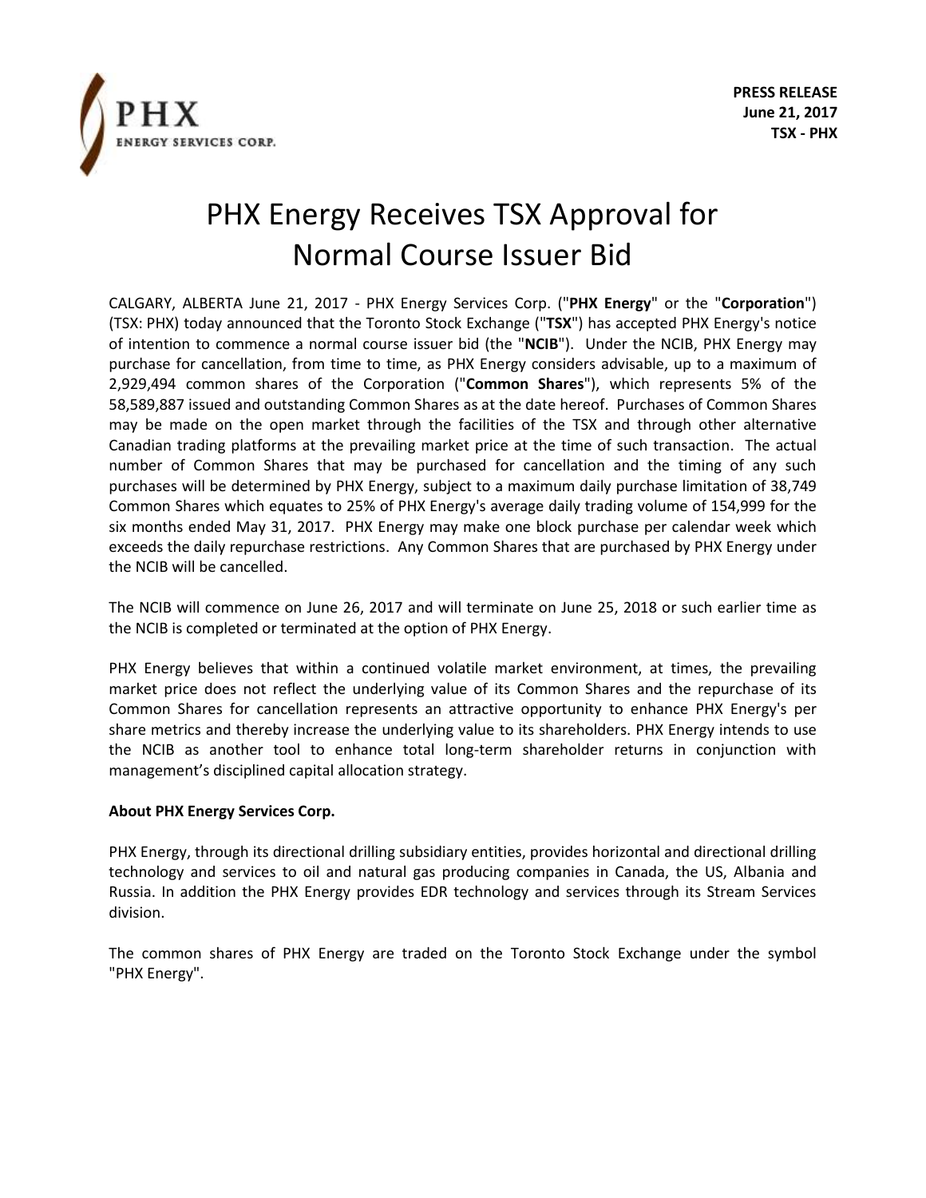PHX

ENERGY SERVICES CORP.

**PRESS RELEASE**
**June 21, 2017**
**TSX - PHX**

# PHX Energy Receives TSX Approval for Normal Course Issuer Bid

CALGARY, ALBERTA June 21, 2017 - PHX Energy Services Corp. ("**PHX Energy**" or the "**Corporation**") (TSX: PHX) today announced that the Toronto Stock Exchange ("**TSX**") has accepted PHX Energy's notice of intention to commence a normal course issuer bid (the "**NCIB**"). Under the NCIB, PHX Energy may purchase for cancellation, from time to time, as PHX Energy considers advisable, up to a maximum of 2,929,494 common shares of the Corporation ("**Common Shares**"), which represents 5% of the 58,589,887 issued and outstanding Common Shares as at the date hereof. Purchases of Common Shares may be made on the open market through the facilities of the TSX and through other alternative Canadian trading platforms at the prevailing market price at the time of such transaction. The actual number of Common Shares that may be purchased for cancellation and the timing of any such purchases will be determined by PHX Energy, subject to a maximum daily purchase limitation of 38,749 Common Shares which equates to 25% of PHX Energy's average daily trading volume of 154,999 for the six months ended May 31, 2017. PHX Energy may make one block purchase per calendar week which exceeds the daily repurchase restrictions. Any Common Shares that are purchased by PHX Energy under the NCIB will be cancelled.

The NCIB will commence on June 26, 2017 and will terminate on June 25, 2018 or such earlier time as the NCIB is completed or terminated at the option of PHX Energy.

PHX Energy believes that within a continued volatile market environment, at times, the prevailing market price does not reflect the underlying value of its Common Shares and the repurchase of its Common Shares for cancellation represents an attractive opportunity to enhance PHX Energy's per share metrics and thereby increase the underlying value to its shareholders. PHX Energy intends to use the NCIB as another tool to enhance total long-term shareholder returns in conjunction with management's disciplined capital allocation strategy.

**About PHX Energy Services Corp.**

PHX Energy, through its directional drilling subsidiary entities, provides horizontal and directional drilling technology and services to oil and natural gas producing companies in Canada, the US, Albania and Russia. In addition the PHX Energy provides EDR technology and services through its Stream Services division.

The common shares of PHX Energy are traded on the Toronto Stock Exchange under the symbol "PHX Energy".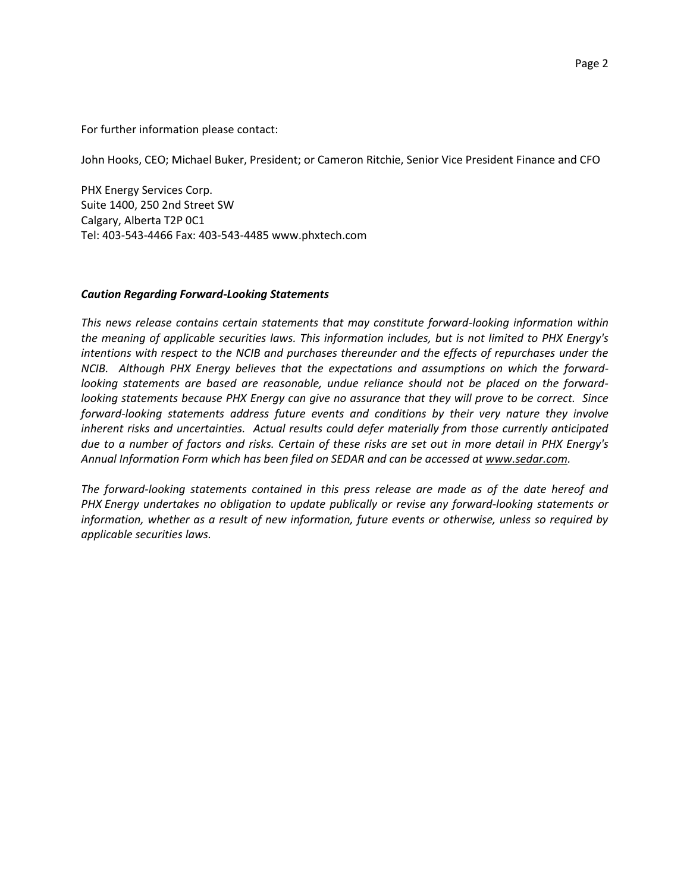For further information please contact:

John Hooks, CEO; Michael Buker, President; or Cameron Ritchie, Senior Vice President Finance and CFO

PHX Energy Services Corp.
Suite 1400, 250 2nd Street SW
Calgary, Alberta T2P 0C1
Tel: 403-543-4466 Fax: 403-543-4485 www.phxtech.com

***Caution Regarding Forward-Looking Statements***

*This news release contains certain statements that may constitute forward-looking information within the meaning of applicable securities laws. This information includes, but is not limited to PHX Energy's intentions with respect to the NCIB and purchases thereunder and the effects of repurchases under the NCIB. Although PHX Energy believes that the expectations and assumptions on which the forward-looking statements are based are reasonable, undue reliance should not be placed on the forward-looking statements because PHX Energy can give no assurance that they will prove to be correct. Since forward-looking statements address future events and conditions by their very nature they involve inherent risks and uncertainties. Actual results could defer materially from those currently anticipated due to a number of factors and risks. Certain of these risks are set out in more detail in PHX Energy's Annual Information Form which has been filed on SEDAR and can be accessed at www.sedar.com.*

*The forward-looking statements contained in this press release are made as of the date hereof and PHX Energy undertakes no obligation to update publically or revise any forward-looking statements or information, whether as a result of new information, future events or otherwise, unless so required by applicable securities laws.*